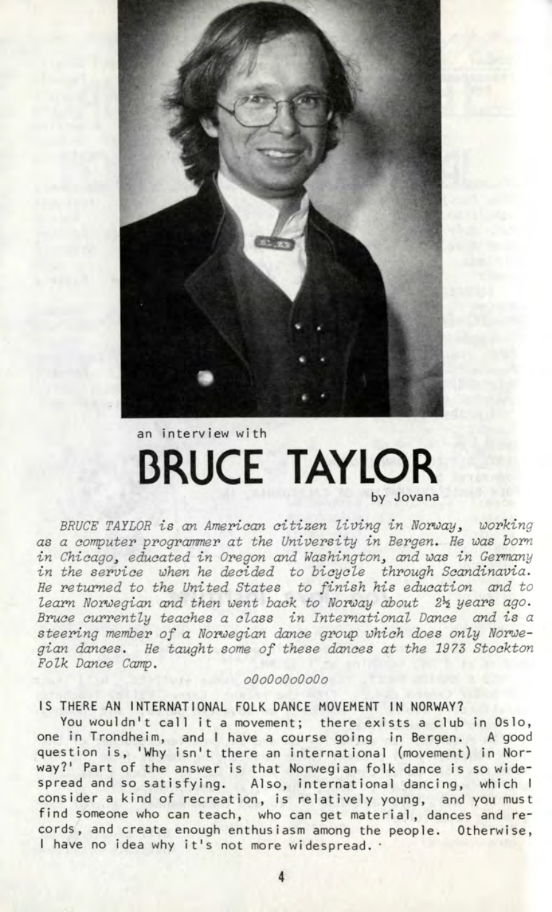an interview with

# BRUCE TAYLOR

by Jovana

*BRUCE TAYLOR is an American citizen living in Norway, working as a computer programmer at the University in Bergen. He was born in Chicago, educated in Oregon and Washington, and was in Germany in the service when he decided to bicycle through Scandinavia. He returned to the United States to finish his education and to learn Norwegian and then went back to Norway about 2½ years ago. Bruce currently teaches a class in International Dance and is a steering member of a Norwegian dance group which does only Norwegian dances. He taught some of these dances at the 1973 Stockton Folk Dance Camp.*

*o0o0o0o0o0o*

**IS THERE AN INTERNATIONAL FOLK DANCE MOVEMENT IN NORWAY?**

You wouldn't call it a movement; there exists a club in Oslo, one in Trondheim, and I have a course going in Bergen. A good question is, 'Why isn't there an international (movement) in Norway?' Part of the answer is that Norwegian folk dance is so widespread and so satisfying. Also, international dancing, which I consider a kind of recreation, is relatively young, and you must find someone who can teach, who can get material, dances and records, and create enough enthusiasm among the people. Otherwise, I have no idea why it's not more widespread.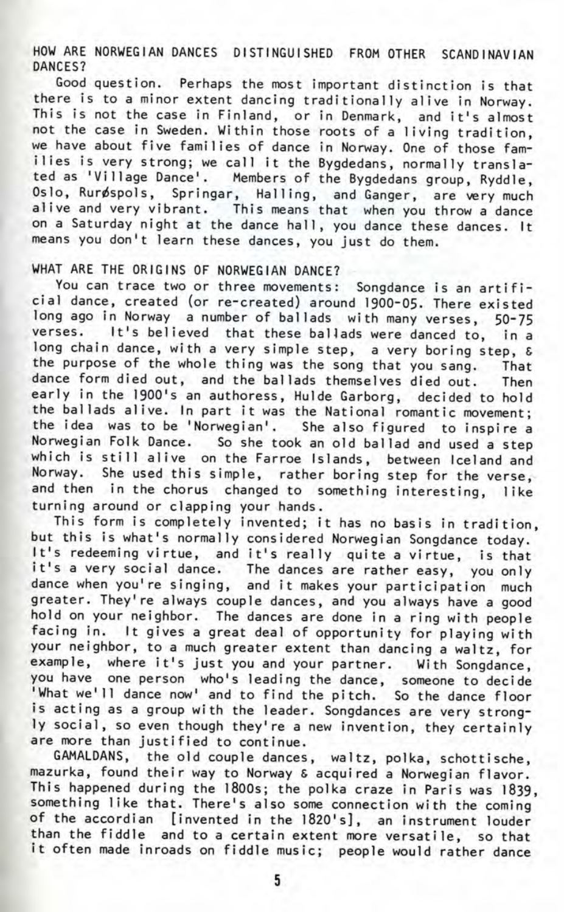## HOW ARE NORWEGIAN DANCES DISTINGUISHED FROM OTHER SCANDINAVIAN DANCES?

Good question. Perhaps the most important distinction is that there is to a minor extent dancing traditionally alive in Norway. This is not the case in Finland, or in Denmark, and it's almost not the case in Sweden. Within those roots of a living tradition, we have about five families of dance in Norway. One of those families is very strong; we call it the Bygdedans, normally translated as 'Village Dance'. Members of the Bygdedans group, Ryddle, Oslo, Rurøspols, Springar, Halling, and Ganger, are very much alive and very vibrant. This means that when you throw a dance on a Saturday night at the dance hall, you dance these dances. It means you don't learn these dances, you just do them.

## WHAT ARE THE ORIGINS OF NORWEGIAN DANCE?

You can trace two or three movements: Songdance is an artificial dance, created (or re-created) around 1900-05. There existed long ago in Norway a number of ballads with many verses, 50-75 verses. It's believed that these ballads were danced to, in a long chain dance, with a very simple step, a very boring step, & the purpose of the whole thing was the song that you sang. That dance form died out, and the ballads themselves died out. Then early in the 1900's an authoress, Hulde Garborg, decided to hold the ballads alive. In part it was the National romantic movement; the idea was to be 'Norwegian'. She also figured to inspire a Norwegian Folk Dance. So she took an old ballad and used a step which is still alive on the Farroe Islands, between Iceland and Norway. She used this simple, rather boring step for the verse, and then in the chorus changed to something interesting, like turning around or clapping your hands.

This form is completely invented; it has no basis in tradition, but this is what's normally considered Norwegian Songdance today. It's redeeming virtue, and it's really quite a virtue, is that it's a very social dance. The dances are rather easy, you only dance when you're singing, and it makes your participation much greater. They're always couple dances, and you always have a good hold on your neighbor. The dances are done in a ring with people facing in. It gives a great deal of opportunity for playing with your neighbor, to a much greater extent than dancing a waltz, for example, where it's just you and your partner. With Songdance, you have one person who's leading the dance, someone to decide 'What we'll dance now' and to find the pitch. So the dance floor is acting as a group with the leader. Songdances are very strongly social, so even though they're a new invention, they certainly are more than justified to continue.

GAMALDANS, the old couple dances, waltz, polka, schottische, mazurka, found their way to Norway & acquired a Norwegian flavor. This happened during the 1800s; the polka craze in Paris was 1839, something like that. There's also some connection with the coming of the accordian [invented in the 1820's], an instrument louder than the fiddle and to a certain extent more versatile, so that it often made inroads on fiddle music; people would rather dance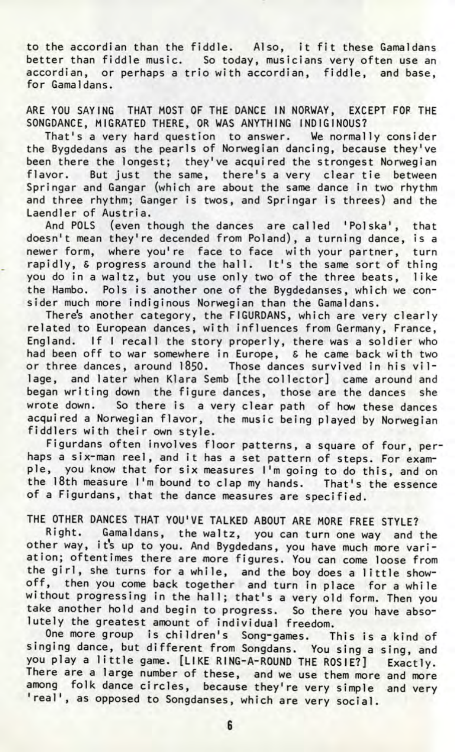to the accordian than the fiddle. Also, it fit these Gamaldans better than fiddle music. So today, musicians very often use an accordian, or perhaps a trio with accordian, fiddle, and base, for Gamaldans.

ARE YOU SAYING THAT MOST OF THE DANCE IN NORWAY, EXCEPT FOR THE SONGDANCE, MIGRATED THERE, OR WAS ANYTHING INDIGINOUS?

That's a very hard question to answer. We normally consider the Bygdedans as the pearls of Norwegian dancing, because they've been there the longest; they've acquired the strongest Norwegian flavor. But just the same, there's a very clear tie between Springar and Gangar (which are about the same dance in two rhythm and three rhythm; Ganger is twos, and Springar is threes) and the Laendler of Austria.

And POLS (even though the dances are called 'Polska', that doesn't mean they're decended from Poland), a turning dance, is a newer form, where you're face to face with your partner, turn rapidly, & progress around the hall. It's the same sort of thing you do in a waltz, but you use only two of the three beats, like the Hambo. Pols is another one of the Bygdedanses, which we consider much more indiginous Norwegian than the Gamaldans.

There's another category, the FIGURDANS, which are very clearly related to European dances, with influences from Germany, France, England. If I recall the story properly, there was a soldier who had been off to war somewhere in Europe, & he came back with two or three dances, around 1850. Those dances survived in his village, and later when Klara Semb [the collector] came around and began writing down the figure dances, those are the dances she wrote down. So there is a very clear path of how these dances acquired a Norwegian flavor, the music being played by Norwegian fiddlers with their own style.

Figurdans often involves floor patterns, a square of four, perhaps a six-man reel, and it has a set pattern of steps. For example, you know that for six measures I'm going to do this, and on the 18th measure I'm bound to clap my hands. That's the essence of a Figurdans, that the dance measures are specified.

THE OTHER DANCES THAT YOU'VE TALKED ABOUT ARE MORE FREE STYLE?

Right. Gamaldans, the waltz, you can turn one way and the other way, it's up to you. And Bygdedans, you have much more variation; oftentimes there are more figures. You can come loose from the girl, she turns for a while, and the boy does a little show-off, then you come back together and turn in place for a while without progressing in the hall; that's a very old form. Then you take another hold and begin to progress. So there you have absolutely the greatest amount of individual freedom.

One more group is children's Song-games. This is a kind of singing dance, but different from Songdans. You sing a sing, and you play a little game. [LIKE RING-A-ROUND THE ROSIE?] Exactly. There are a large number of these, and we use them more and more among folk dance circles, because they're very simple and very 'real', as opposed to Songdanses, which are very social.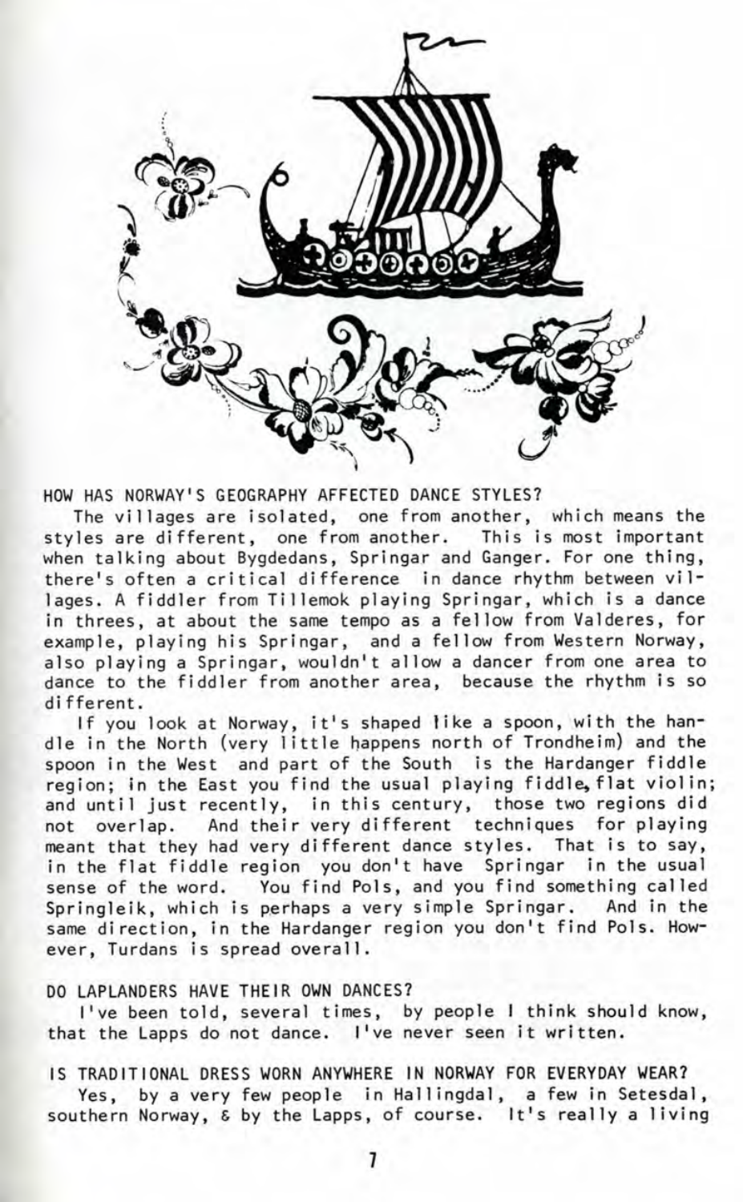HOW HAS NORWAY'S GEOGRAPHY AFFECTED DANCE STYLES?

The villages are isolated, one from another, which means the styles are different, one from another. This is most important when talking about Bygdedans, Springar and Ganger. For one thing, there's often a critical difference in dance rhythm between villages. A fiddler from Tillemok playing Springar, which is a dance in threes, at about the same tempo as a fellow from Valderes, for example, playing his Springar, and a fellow from Western Norway, also playing a Springar, wouldn't allow a dancer from one area to dance to the fiddler from another area, because the rhythm is so different.

If you look at Norway, it's shaped like a spoon, with the handle in the North (very little happens north of Trondheim) and the spoon in the West and part of the South is the Hardanger fiddle region; in the East you find the usual playing fiddle, flat violin; and until just recently, in this century, those two regions did not overlap. And their very different techniques for playing meant that they had very different dance styles. That is to say, in the flat fiddle region you don't have Springar in the usual sense of the word. You find Pols, and you find something called Springleik, which is perhaps a very simple Springar. And in the same direction, in the Hardanger region you don't find Pols. However, Turdans is spread overall.

DO LAPLANDERS HAVE THEIR OWN DANCES?

I've been told, several times, by people I think should know, that the Lapps do not dance. I've never seen it written.

IS TRADITIONAL DRESS WORN ANYWHERE IN NORWAY FOR EVERYDAY WEAR?

Yes, by a very few people in Hallingdal, a few in Setesdal, southern Norway, & by the Lapps, of course. It's really a living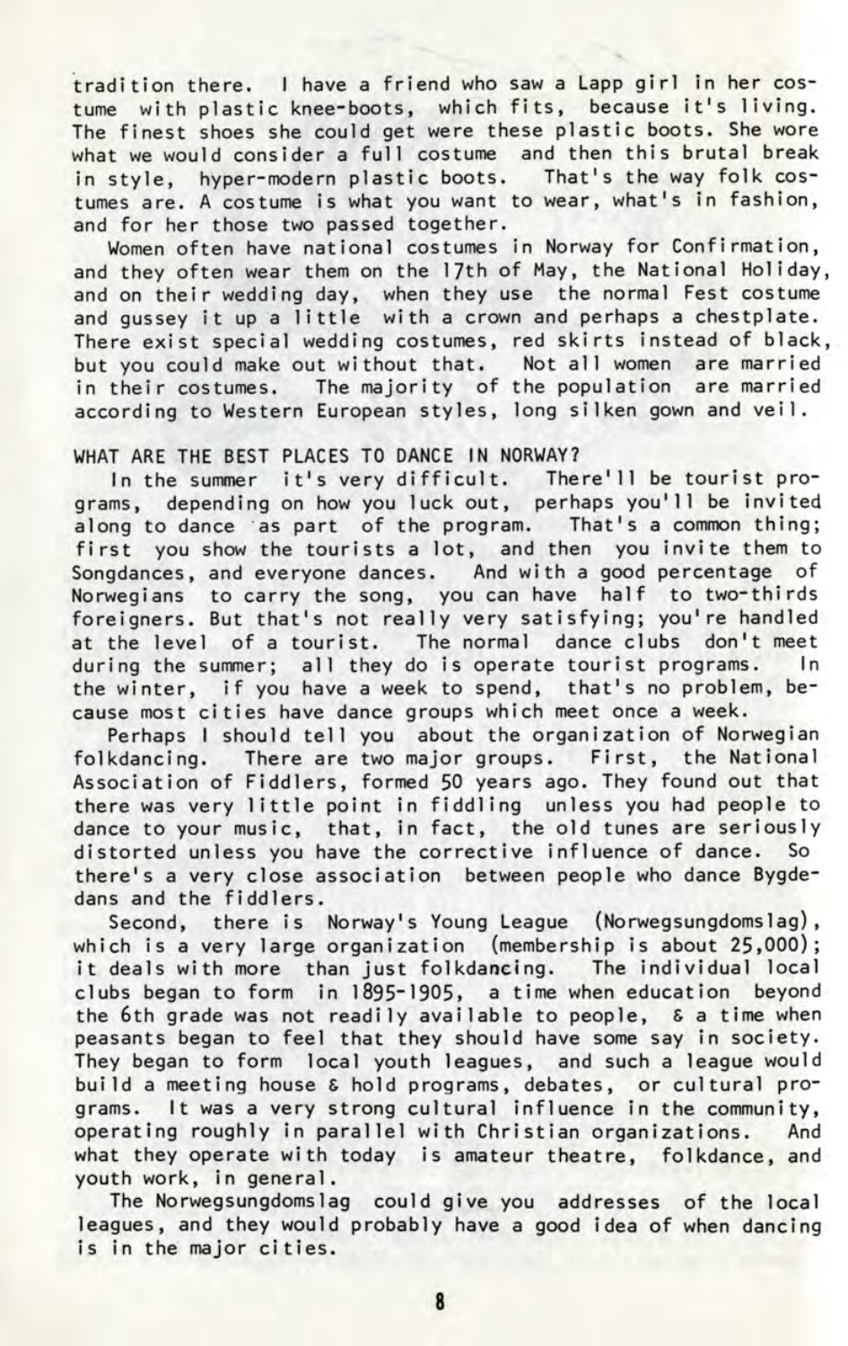tradition there. I have a friend who saw a Lapp girl in her costume with plastic knee-boots, which fits, because it's living. The finest shoes she could get were these plastic boots. She wore what we would consider a full costume and then this brutal break in style, hyper-modern plastic boots. That's the way folk costumes are. A costume is what you want to wear, what's in fashion, and for her those two passed together.

Women often have national costumes in Norway for Confirmation, and they often wear them on the 17th of May, the National Holiday, and on their wedding day, when they use the normal Fest costume and gussey it up a little with a crown and perhaps a chestplate. There exist special wedding costumes, red skirts instead of black, but you could make out without that. Not all women are married in their costumes. The majority of the population are married according to Western European styles, long silken gown and veil.

WHAT ARE THE BEST PLACES TO DANCE IN NORWAY?

In the summer it's very difficult. There'll be tourist programs, depending on how you luck out, perhaps you'll be invited along to dance as part of the program. That's a common thing; first you show the tourists a lot, and then you invite them to Songdances, and everyone dances. And with a good percentage of Norwegians to carry the song, you can have half to two-thirds foreigners. But that's not really very satisfying; you're handled at the level of a tourist. The normal dance clubs don't meet during the summer; all they do is operate tourist programs. In the winter, if you have a week to spend, that's no problem, because most cities have dance groups which meet once a week.

Perhaps I should tell you about the organization of Norwegian folkdancing. There are two major groups. First, the National Association of Fiddlers, formed 50 years ago. They found out that there was very little point in fiddling unless you had people to dance to your music, that, in fact, the old tunes are seriously distorted unless you have the corrective influence of dance. So there's a very close association between people who dance Bygdedans and the fiddlers.

Second, there is Norway's Young League (Norwegsungdomslag), which is a very large organization (membership is about 25,000); it deals with more than just folkdancing. The individual local clubs began to form in 1895-1905, a time when education beyond the 6th grade was not readily available to people, & a time when peasants began to feel that they should have some say in society. They began to form local youth leagues, and such a league would build a meeting house & hold programs, debates, or cultural programs. It was a very strong cultural influence in the community, operating roughly in parallel with Christian organizations. And what they operate with today is amateur theatre, folkdance, and youth work, in general.

The Norwegsungdomslag could give you addresses of the local leagues, and they would probably have a good idea of when dancing is in the major cities.